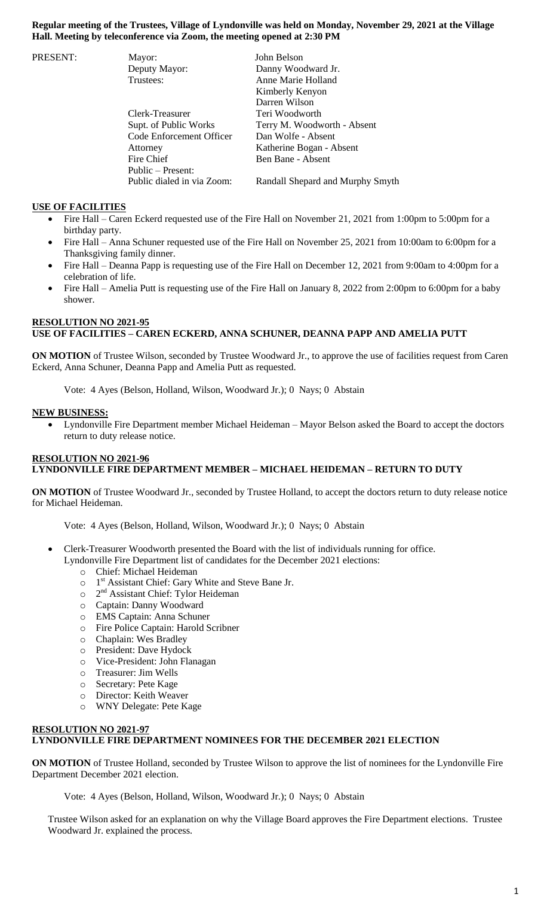**Regular meeting of the Trustees, Village of Lyndonville was held on Monday, November 29, 2021 at the Village Hall. Meeting by teleconference via Zoom, the meeting opened at 2:30 PM**

| PRESENT: | | |
|---|---|---|
| | Mayor: | John Belson |
| | Deputy Mayor: | Danny Woodward Jr. |
| | Trustees: | Anne Marie Holland |
| | | Kimberly Kenyon |
| | | Darren Wilson |
| | Clerk-Treasurer | Teri Woodworth |
| | Supt. of Public Works | Terry M. Woodworth - Absent |
| | Code Enforcement Officer | Dan Wolfe - Absent |
| | Attorney | Katherine Bogan - Absent |
| | Fire Chief | Ben Bane - Absent |
| | Public – Present: | |
| | Public dialed in via Zoom: | Randall Shepard and Murphy Smyth |

**USE OF FACILITIES**

- Fire Hall – Caren Eckerd requested use of the Fire Hall on November 21, 2021 from 1:00pm to 5:00pm for a birthday party.
- Fire Hall – Anna Schuner requested use of the Fire Hall on November 25, 2021 from 10:00am to 6:00pm for a Thanksgiving family dinner.
- Fire Hall – Deanna Papp is requesting use of the Fire Hall on December 12, 2021 from 9:00am to 4:00pm for a celebration of life.
- Fire Hall – Amelia Putt is requesting use of the Fire Hall on January 8, 2022 from 2:00pm to 6:00pm for a baby shower.

**RESOLUTION NO 2021-95**
**USE OF FACILITIES – CAREN ECKERD, ANNA SCHUNER, DEANNA PAPP AND AMELIA PUTT**

**ON MOTION** of Trustee Wilson, seconded by Trustee Woodward Jr., to approve the use of facilities request from Caren Eckerd, Anna Schuner, Deanna Papp and Amelia Putt as requested.

Vote: 4 Ayes (Belson, Holland, Wilson, Woodward Jr.); 0 Nays; 0 Abstain

**NEW BUSINESS:**

- Lyndonville Fire Department member Michael Heideman – Mayor Belson asked the Board to accept the doctors return to duty release notice.

**RESOLUTION NO 2021-96**
**LYNDONVILLE FIRE DEPARTMENT MEMBER – MICHAEL HEIDEMAN – RETURN TO DUTY**

**ON MOTION** of Trustee Woodward Jr., seconded by Trustee Holland, to accept the doctors return to duty release notice for Michael Heideman.

Vote: 4 Ayes (Belson, Holland, Wilson, Woodward Jr.); 0 Nays; 0 Abstain

- Clerk-Treasurer Woodworth presented the Board with the list of individuals running for office.
  Lyndonville Fire Department list of candidates for the December 2021 elections:
  - Chief: Michael Heideman
  - 1st Assistant Chief: Gary White and Steve Bane Jr.
  - 2nd Assistant Chief: Tylor Heideman
  - Captain: Danny Woodward
  - EMS Captain: Anna Schuner
  - Fire Police Captain: Harold Scribner
  - Chaplain: Wes Bradley
  - President: Dave Hydock
  - Vice-President: John Flanagan
  - Treasurer: Jim Wells
  - Secretary: Pete Kage
  - Director: Keith Weaver
  - WNY Delegate: Pete Kage

**RESOLUTION NO 2021-97**
**LYNDONVILLE FIRE DEPARTMENT NOMINEES FOR THE DECEMBER 2021 ELECTION**

**ON MOTION** of Trustee Holland, seconded by Trustee Wilson to approve the list of nominees for the Lyndonville Fire Department December 2021 election.

Vote: 4 Ayes (Belson, Holland, Wilson, Woodward Jr.); 0 Nays; 0 Abstain

Trustee Wilson asked for an explanation on why the Village Board approves the Fire Department elections. Trustee Woodward Jr. explained the process.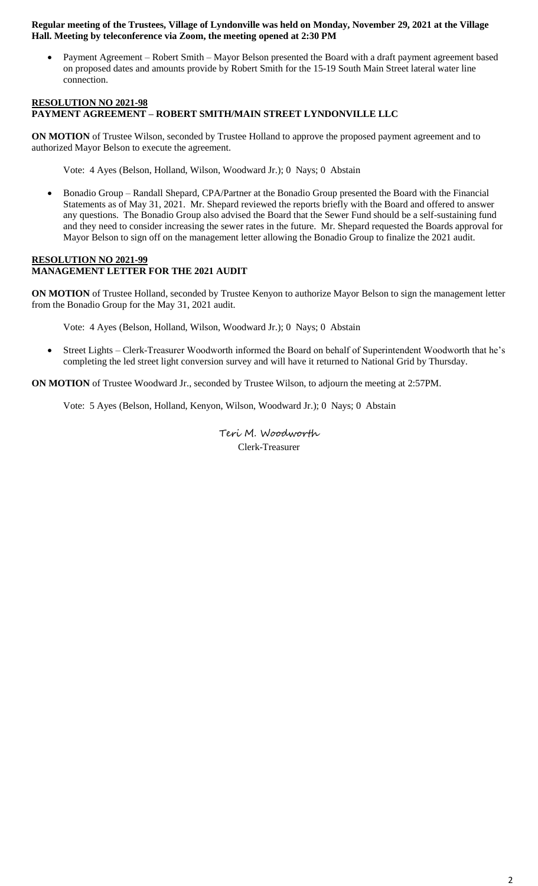**Regular meeting of the Trustees, Village of Lyndonville was held on Monday, November 29, 2021 at the Village Hall. Meeting by teleconference via Zoom, the meeting opened at 2:30 PM**

- Payment Agreement – Robert Smith – Mayor Belson presented the Board with a draft payment agreement based on proposed dates and amounts provide by Robert Smith for the 15-19 South Main Street lateral water line connection.

**RESOLUTION NO 2021-98**
**PAYMENT AGREEMENT – ROBERT SMITH/MAIN STREET LYNDONVILLE LLC**

**ON MOTION** of Trustee Wilson, seconded by Trustee Holland to approve the proposed payment agreement and to authorized Mayor Belson to execute the agreement.

Vote: 4 Ayes (Belson, Holland, Wilson, Woodward Jr.); 0 Nays; 0 Abstain

- Bonadio Group – Randall Shepard, CPA/Partner at the Bonadio Group presented the Board with the Financial Statements as of May 31, 2021. Mr. Shepard reviewed the reports briefly with the Board and offered to answer any questions. The Bonadio Group also advised the Board that the Sewer Fund should be a self-sustaining fund and they need to consider increasing the sewer rates in the future. Mr. Shepard requested the Boards approval for Mayor Belson to sign off on the management letter allowing the Bonadio Group to finalize the 2021 audit.

**RESOLUTION NO 2021-99**
**MANAGEMENT LETTER FOR THE 2021 AUDIT**

**ON MOTION** of Trustee Holland, seconded by Trustee Kenyon to authorize Mayor Belson to sign the management letter from the Bonadio Group for the May 31, 2021 audit.

Vote: 4 Ayes (Belson, Holland, Wilson, Woodward Jr.); 0 Nays; 0 Abstain

- Street Lights – Clerk-Treasurer Woodworth informed the Board on behalf of Superintendent Woodworth that he's completing the led street light conversion survey and will have it returned to National Grid by Thursday.

**ON MOTION** of Trustee Woodward Jr., seconded by Trustee Wilson, to adjourn the meeting at 2:57PM.

Vote: 5 Ayes (Belson, Holland, Kenyon, Wilson, Woodward Jr.); 0 Nays; 0 Abstain

Teri M. Woodworth
Clerk-Treasurer